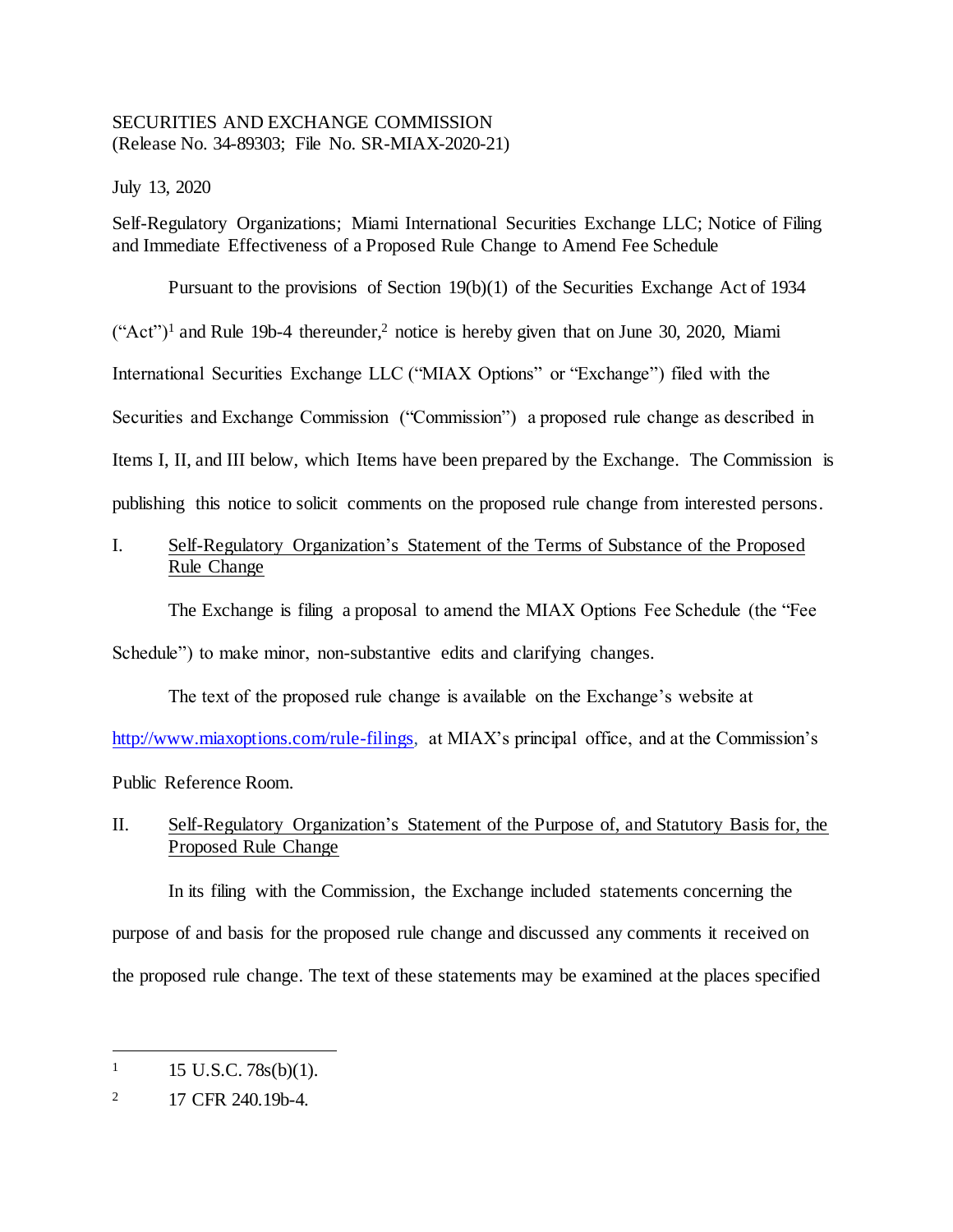SECURITIES AND EXCHANGE COMMISSION
(Release No. 34-89303; File No. SR-MIAX-2020-21)

July 13, 2020

Self-Regulatory Organizations; Miami International Securities Exchange LLC; Notice of Filing and Immediate Effectiveness of a Proposed Rule Change to Amend Fee Schedule

Pursuant to the provisions of Section 19(b)(1) of the Securities Exchange Act of 1934 ("Act")[1] and Rule 19b-4 thereunder,[2] notice is hereby given that on June 30, 2020, Miami International Securities Exchange LLC ("MIAX Options" or "Exchange") filed with the Securities and Exchange Commission ("Commission") a proposed rule change as described in Items I, II, and III below, which Items have been prepared by the Exchange. The Commission is publishing this notice to solicit comments on the proposed rule change from interested persons.

I. Self-Regulatory Organization's Statement of the Terms of Substance of the Proposed Rule Change

The Exchange is filing a proposal to amend the MIAX Options Fee Schedule (the "Fee Schedule") to make minor, non-substantive edits and clarifying changes.

The text of the proposed rule change is available on the Exchange's website at http://www.miaxoptions.com/rule-filings, at MIAX's principal office, and at the Commission's Public Reference Room.

II. Self-Regulatory Organization's Statement of the Purpose of, and Statutory Basis for, the Proposed Rule Change

In its filing with the Commission, the Exchange included statements concerning the purpose of and basis for the proposed rule change and discussed any comments it received on the proposed rule change. The text of these statements may be examined at the places specified

---

1 15 U.S.C. 78s(b)(1).

2 17 CFR 240.19b-4.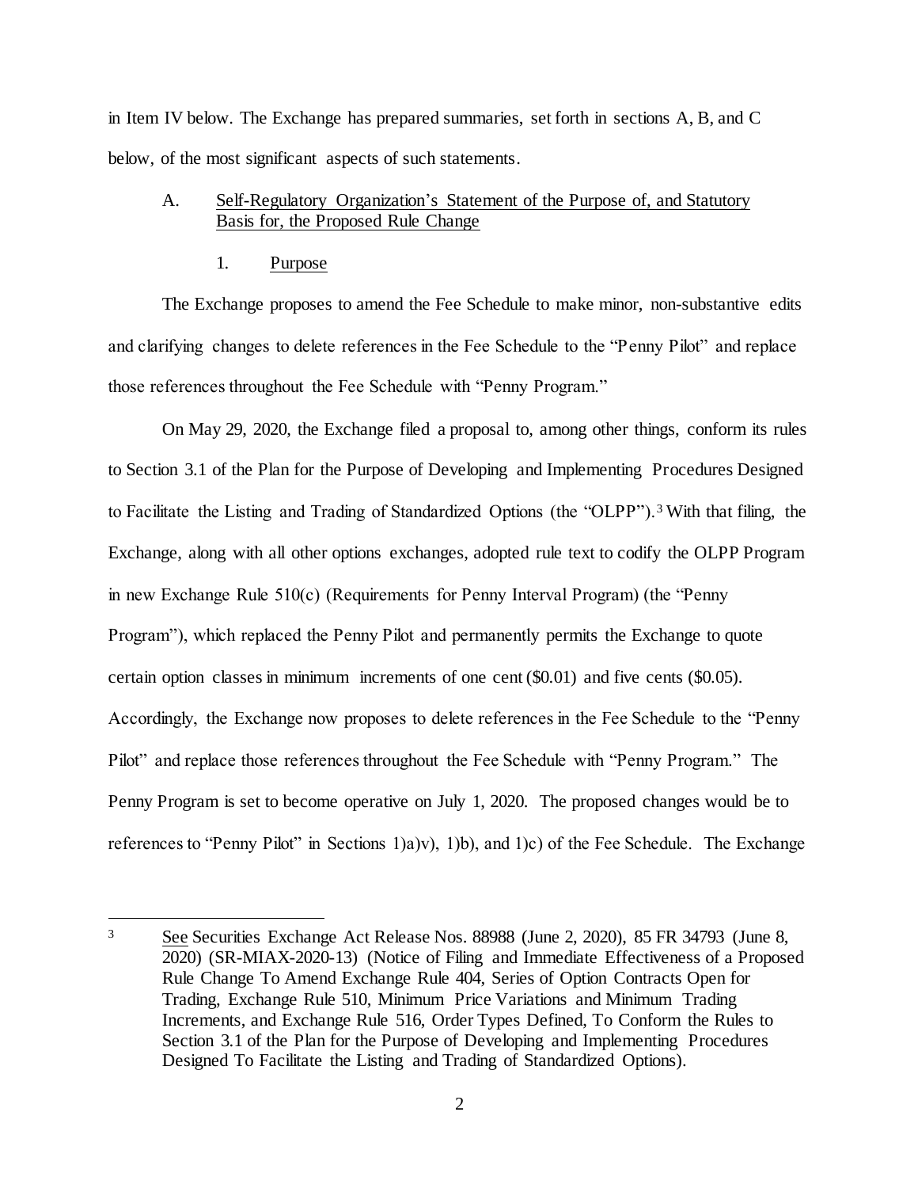in Item IV below. The Exchange has prepared summaries, set forth in sections A, B, and C below, of the most significant aspects of such statements.

A. Self-Regulatory Organization's Statement of the Purpose of, and Statutory Basis for, the Proposed Rule Change

1. Purpose

The Exchange proposes to amend the Fee Schedule to make minor, non-substantive edits and clarifying changes to delete references in the Fee Schedule to the "Penny Pilot" and replace those references throughout the Fee Schedule with "Penny Program."

On May 29, 2020, the Exchange filed a proposal to, among other things, conform its rules to Section 3.1 of the Plan for the Purpose of Developing and Implementing Procedures Designed to Facilitate the Listing and Trading of Standardized Options (the "OLPP").[3] With that filing, the Exchange, along with all other options exchanges, adopted rule text to codify the OLPP Program in new Exchange Rule 510(c) (Requirements for Penny Interval Program) (the "Penny Program"), which replaced the Penny Pilot and permanently permits the Exchange to quote certain option classes in minimum increments of one cent ($0.01) and five cents ($0.05). Accordingly, the Exchange now proposes to delete references in the Fee Schedule to the "Penny Pilot" and replace those references throughout the Fee Schedule with "Penny Program." The Penny Program is set to become operative on July 1, 2020. The proposed changes would be to references to "Penny Pilot" in Sections 1)a)v), 1)b), and 1)c) of the Fee Schedule. The Exchange

[3] See Securities Exchange Act Release Nos. 88988 (June 2, 2020), 85 FR 34793 (June 8, 2020) (SR-MIAX-2020-13) (Notice of Filing and Immediate Effectiveness of a Proposed Rule Change To Amend Exchange Rule 404, Series of Option Contracts Open for Trading, Exchange Rule 510, Minimum Price Variations and Minimum Trading Increments, and Exchange Rule 516, Order Types Defined, To Conform the Rules to Section 3.1 of the Plan for the Purpose of Developing and Implementing Procedures Designed To Facilitate the Listing and Trading of Standardized Options).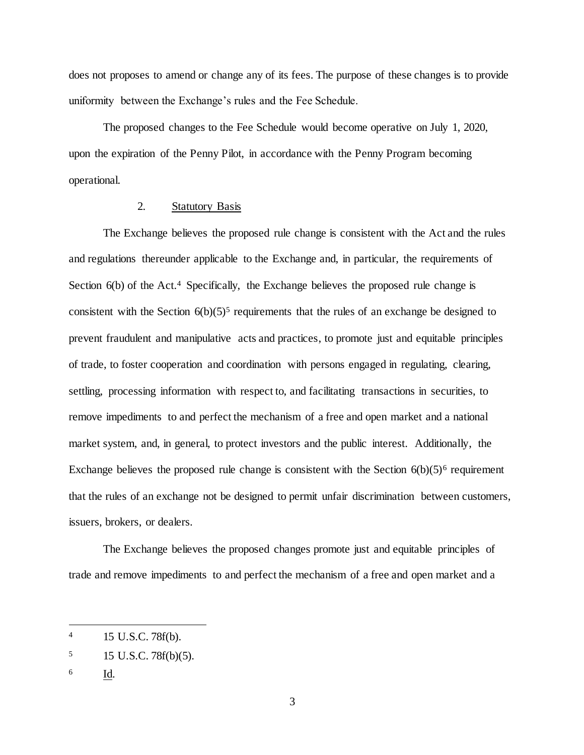does not proposes to amend or change any of its fees. The purpose of these changes is to provide uniformity between the Exchange's rules and the Fee Schedule.

The proposed changes to the Fee Schedule would become operative on July 1, 2020, upon the expiration of the Penny Pilot, in accordance with the Penny Program becoming operational.

2. Statutory Basis

The Exchange believes the proposed rule change is consistent with the Act and the rules and regulations thereunder applicable to the Exchange and, in particular, the requirements of Section 6(b) of the Act.[4] Specifically, the Exchange believes the proposed rule change is consistent with the Section 6(b)(5)[5] requirements that the rules of an exchange be designed to prevent fraudulent and manipulative acts and practices, to promote just and equitable principles of trade, to foster cooperation and coordination with persons engaged in regulating, clearing, settling, processing information with respect to, and facilitating transactions in securities, to remove impediments to and perfect the mechanism of a free and open market and a national market system, and, in general, to protect investors and the public interest. Additionally, the Exchange believes the proposed rule change is consistent with the Section 6(b)(5)[6] requirement that the rules of an exchange not be designed to permit unfair discrimination between customers, issuers, brokers, or dealers.

The Exchange believes the proposed changes promote just and equitable principles of trade and remove impediments to and perfect the mechanism of a free and open market and a

---

[4] 15 U.S.C. 78f(b).

[5] 15 U.S.C. 78f(b)(5).

[6] Id.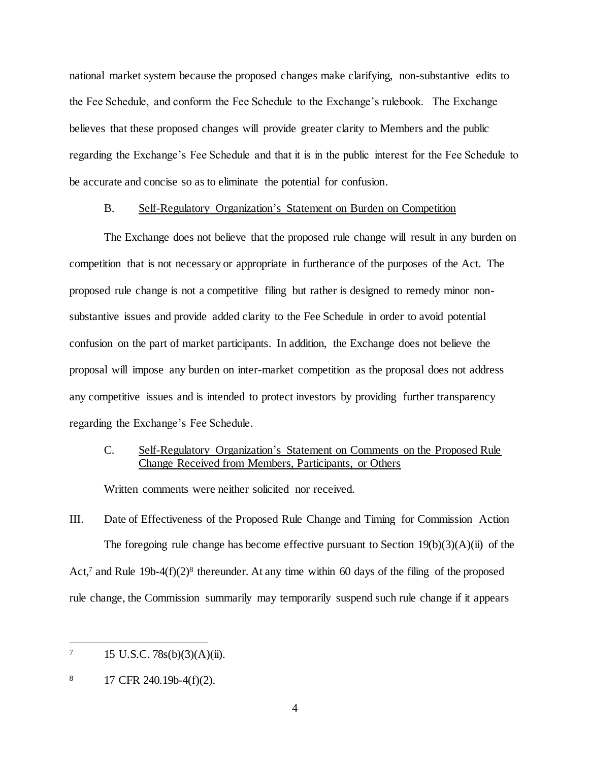national market system because the proposed changes make clarifying, non-substantive edits to the Fee Schedule, and conform the Fee Schedule to the Exchange's rulebook. The Exchange believes that these proposed changes will provide greater clarity to Members and the public regarding the Exchange's Fee Schedule and that it is in the public interest for the Fee Schedule to be accurate and concise so as to eliminate the potential for confusion.

### B. Self-Regulatory Organization's Statement on Burden on Competition

The Exchange does not believe that the proposed rule change will result in any burden on competition that is not necessary or appropriate in furtherance of the purposes of the Act. The proposed rule change is not a competitive filing but rather is designed to remedy minor non-substantive issues and provide added clarity to the Fee Schedule in order to avoid potential confusion on the part of market participants. In addition, the Exchange does not believe the proposal will impose any burden on inter-market competition as the proposal does not address any competitive issues and is intended to protect investors by providing further transparency regarding the Exchange's Fee Schedule.

### C. Self-Regulatory Organization's Statement on Comments on the Proposed Rule Change Received from Members, Participants, or Others

Written comments were neither solicited nor received.

## III. Date of Effectiveness of the Proposed Rule Change and Timing for Commission Action

The foregoing rule change has become effective pursuant to Section 19(b)(3)(A)(ii) of the Act,[7] and Rule 19b-4(f)(2)[8] thereunder. At any time within 60 days of the filing of the proposed rule change, the Commission summarily may temporarily suspend such rule change if it appears

---

[7] 15 U.S.C. 78s(b)(3)(A)(ii).

[8] 17 CFR 240.19b-4(f)(2).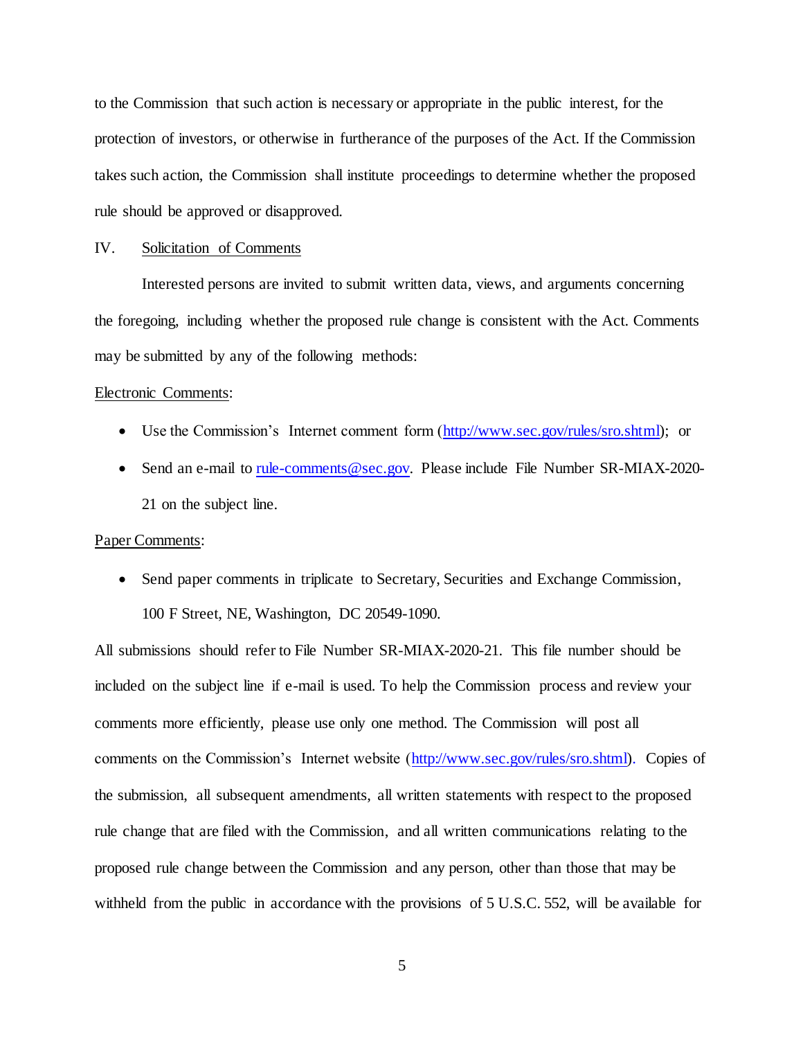to the Commission that such action is necessary or appropriate in the public interest, for the protection of investors, or otherwise in furtherance of the purposes of the Act. If the Commission takes such action, the Commission shall institute proceedings to determine whether the proposed rule should be approved or disapproved.

## IV. Solicitation of Comments

Interested persons are invited to submit written data, views, and arguments concerning the foregoing, including whether the proposed rule change is consistent with the Act. Comments may be submitted by any of the following methods:

Electronic Comments:

- Use the Commission's Internet comment form (http://www.sec.gov/rules/sro.shtml); or
- Send an e-mail to rule-comments@sec.gov. Please include File Number SR-MIAX-2020-21 on the subject line.

Paper Comments:

- Send paper comments in triplicate to Secretary, Securities and Exchange Commission, 100 F Street, NE, Washington, DC 20549-1090.

All submissions should refer to File Number SR-MIAX-2020-21. This file number should be included on the subject line if e-mail is used. To help the Commission process and review your comments more efficiently, please use only one method. The Commission will post all comments on the Commission's Internet website (http://www.sec.gov/rules/sro.shtml). Copies of the submission, all subsequent amendments, all written statements with respect to the proposed rule change that are filed with the Commission, and all written communications relating to the proposed rule change between the Commission and any person, other than those that may be withheld from the public in accordance with the provisions of 5 U.S.C. 552, will be available for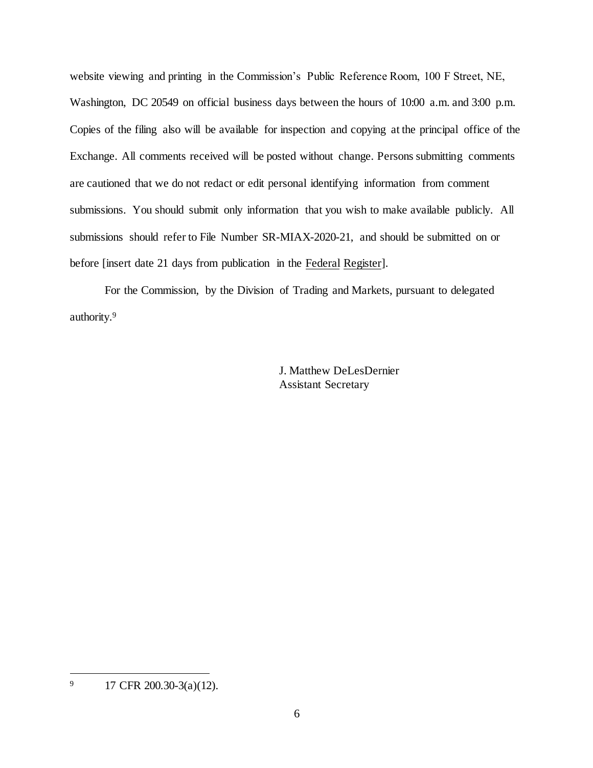website viewing and printing in the Commission's Public Reference Room, 100 F Street, NE, Washington, DC 20549 on official business days between the hours of 10:00 a.m. and 3:00 p.m. Copies of the filing also will be available for inspection and copying at the principal office of the Exchange. All comments received will be posted without change. Persons submitting comments are cautioned that we do not redact or edit personal identifying information from comment submissions. You should submit only information that you wish to make available publicly. All submissions should refer to File Number SR-MIAX-2020-21, and should be submitted on or before [insert date 21 days from publication in the Federal Register].

For the Commission, by the Division of Trading and Markets, pursuant to delegated authority.[9]

J. Matthew DeLesDernier
Assistant Secretary

---

[9] 17 CFR 200.30-3(a)(12).